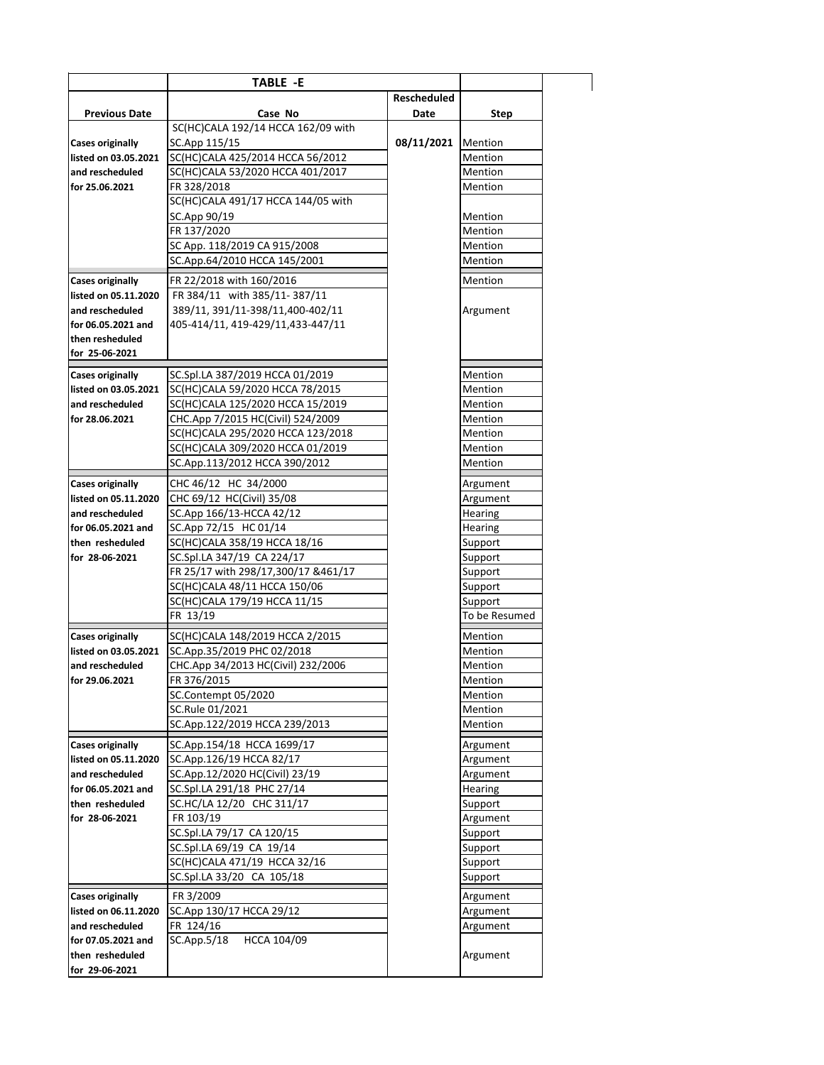| Previous Date | TABLE -E<br>Case No | Rescheduled Date | Step |
|---|---|---|---|
| Cases originally listed on 03.05.2021 and rescheduled for 25.06.2021 | SC(HC)CALA 192/14 HCCA 162/09 with SC.App 115/15 | 08/11/2021 | Mention |
| | SC(HC)CALA 425/2014 HCCA 56/2012 | | Mention |
| | SC(HC)CALA 53/2020 HCCA 401/2017 | | Mention |
| | FR 328/2018 | | Mention |
| | SC(HC)CALA 491/17 HCCA 144/05 with SC.App 90/19 | | Mention |
| | FR 137/2020 | | Mention |
| | SC App. 118/2019 CA 915/2008 | | Mention |
| | SC.App.64/2010 HCCA 145/2001 | | Mention |
| Cases originally listed on 05.11.2020 and rescheduled for 06.05.2021 and then resheduled for 25-06-2021 | FR 22/2018 with 160/2016 | | Mention |
| | FR 384/11 with 385/11- 387/11 389/11, 391/11-398/11,400-402/11 405-414/11, 419-429/11,433-447/11 | | Argument |
| Cases originally listed on 03.05.2021 and rescheduled for 28.06.2021 | SC.Spl.LA 387/2019 HCCA 01/2019 | | Mention |
| | SC(HC)CALA 59/2020 HCCA 78/2015 | | Mention |
| | SC(HC)CALA 125/2020 HCCA 15/2019 | | Mention |
| | CHC.App 7/2015 HC(Civil) 524/2009 | | Mention |
| | SC(HC)CALA 295/2020 HCCA 123/2018 | | Mention |
| | SC(HC)CALA 309/2020 HCCA 01/2019 | | Mention |
| | SC.App.113/2012 HCCA 390/2012 | | Mention |
| Cases originally listed on 05.11.2020 and rescheduled for 06.05.2021 and then resheduled for 28-06-2021 | CHC 46/12 HC 34/2000 | | Argument |
| | CHC 69/12 HC(Civil) 35/08 | | Argument |
| | SC.App 166/13-HCCA 42/12 | | Hearing |
| | SC.App 72/15 HC 01/14 | | Hearing |
| | SC(HC)CALA 358/19 HCCA 18/16 | | Support |
| | SC.Spl.LA 347/19 CA 224/17 | | Support |
| | FR 25/17 with 298/17,300/17 &461/17 | | Support |
| | SC(HC)CALA 48/11 HCCA 150/06 | | Support |
| | SC(HC)CALA 179/19 HCCA 11/15 | | Support |
| | FR 13/19 | | To be Resumed |
| Cases originally listed on 03.05.2021 and rescheduled for 29.06.2021 | SC(HC)CALA 148/2019 HCCA 2/2015 | | Mention |
| | SC.App.35/2019 PHC 02/2018 | | Mention |
| | CHC.App 34/2013 HC(Civil) 232/2006 | | Mention |
| | FR 376/2015 | | Mention |
| | SC.Contempt 05/2020 | | Mention |
| | SC.Rule 01/2021 | | Mention |
| | SC.App.122/2019 HCCA 239/2013 | | Mention |
| Cases originally listed on 05.11.2020 and rescheduled for 06.05.2021 and then resheduled for 28-06-2021 | SC.App.154/18 HCCA 1699/17 | | Argument |
| | SC.App.126/19 HCCA 82/17 | | Argument |
| | SC.App.12/2020 HC(Civil) 23/19 | | Argument |
| | SC.Spl.LA 291/18 PHC 27/14 | | Hearing |
| | SC.HC/LA 12/20 CHC 311/17 | | Support |
| | FR 103/19 | | Argument |
| | SC.Spl.LA 79/17 CA 120/15 | | Support |
| | SC.Spl.LA 69/19 CA 19/14 | | Support |
| | SC(HC)CALA 471/19 HCCA 32/16 | | Support |
| | SC.Spl.LA 33/20 CA 105/18 | | Support |
| Cases originally listed on 06.11.2020 and rescheduled for 07.05.2021 and then resheduled for 29-06-2021 | FR 3/2009 | | Argument |
| | SC.App 130/17 HCCA 29/12 | | Argument |
| | FR 124/16 | | Argument |
| | SC.App.5/18 HCCA 104/09 | | Argument |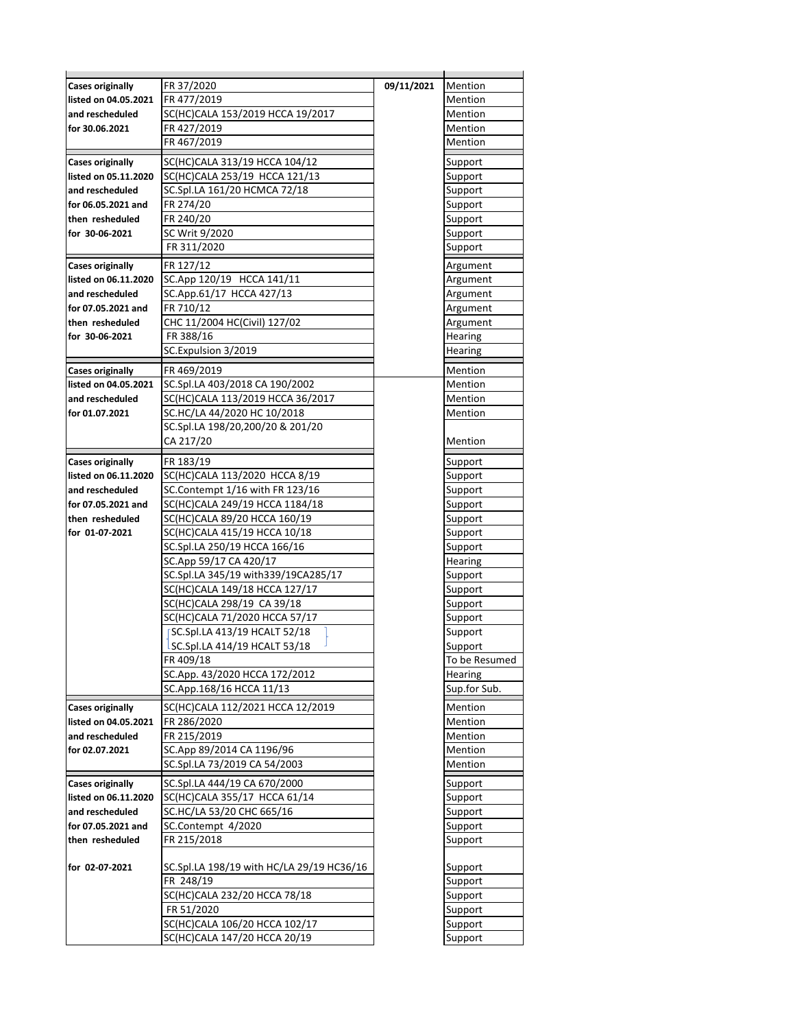| | | | |
|---|---|---|---|
| Cases originally listed on 04.05.2021 and rescheduled for 30.06.2021 | FR 37/2020 | 09/11/2021 | Mention |
| | FR 477/2019 | | Mention |
| | SC(HC)CALA 153/2019 HCCA 19/2017 | | Mention |
| | FR 427/2019 | | Mention |
| | FR 467/2019 | | Mention |
| Cases originally listed on 05.11.2020 and rescheduled for 06.05.2021 and then resheduled for 30-06-2021 | SC(HC)CALA 313/19 HCCA 104/12 | | Support |
| | SC(HC)CALA 253/19 HCCA 121/13 | | Support |
| | SC.Spl.LA 161/20 HCMCA 72/18 | | Support |
| | FR 274/20 | | Support |
| | FR 240/20 | | Support |
| | SC Writ 9/2020 | | Support |
| | FR 311/2020 | | Support |
| Cases originally listed on 06.11.2020 and rescheduled for 07.05.2021 and then resheduled for 30-06-2021 | FR 127/12 | | Argument |
| | SC.App 120/19 HCCA 141/11 | | Argument |
| | SC.App.61/17 HCCA 427/13 | | Argument |
| | FR 710/12 | | Argument |
| | CHC 11/2004 HC(Civil) 127/02 | | Argument |
| | FR 388/16 | | Hearing |
| | SC.Expulsion 3/2019 | | Hearing |
| Cases originally listed on 04.05.2021 and rescheduled for 01.07.2021 | FR 469/2019 | | Mention |
| | SC.Spl.LA 403/2018 CA 190/2002 | | Mention |
| | SC(HC)CALA 113/2019 HCCA 36/2017 | | Mention |
| | SC.HC/LA 44/2020 HC 10/2018 | | Mention |
| | SC.Spl.LA 198/20,200/20 & 201/20 CA 217/20 | | Mention |
| Cases originally listed on 06.11.2020 and rescheduled for 07.05.2021 and then resheduled for 01-07-2021 | FR 183/19 | | Support |
| | SC(HC)CALA 113/2020 HCCA 8/19 | | Support |
| | SC.Contempt 1/16 with FR 123/16 | | Support |
| | SC(HC)CALA 249/19 HCCA 1184/18 | | Support |
| | SC(HC)CALA 89/20 HCCA 160/19 | | Support |
| | SC(HC)CALA 415/19 HCCA 10/18 | | Support |
| | SC.Spl.LA 250/19 HCCA 166/16 | | Support |
| | SC.App 59/17 CA 420/17 | | Hearing |
| | SC.Spl.LA 345/19 with339/19CA285/17 | | Support |
| | SC(HC)CALA 149/18 HCCA 127/17 | | Support |
| | SC(HC)CALA 298/19 CA 39/18 | | Support |
| | SC(HC)CALA 71/2020 HCCA 57/17 | | Support |
| | SC.Spl.LA 413/19 HCALT 52/18 | | Support |
| | SC.Spl.LA 414/19 HCALT 53/18 | | Support |
| | FR 409/18 | | To be Resumed |
| | SC.App. 43/2020 HCCA 172/2012 | | Hearing |
| | SC.App.168/16 HCCA 11/13 | | Sup.for Sub. |
| Cases originally listed on 04.05.2021 and rescheduled for 02.07.2021 | SC(HC)CALA 112/2021 HCCA 12/2019 | | Mention |
| | FR 286/2020 | | Mention |
| | FR 215/2019 | | Mention |
| | SC.App 89/2014 CA 1196/96 | | Mention |
| | SC.Spl.LA 73/2019 CA 54/2003 | | Mention |
| Cases originally listed on 06.11.2020 and rescheduled for 07.05.2021 and then resheduled for 02-07-2021 | SC.Spl.LA 444/19 CA 670/2000 | | Support |
| | SC(HC)CALA 355/17 HCCA 61/14 | | Support |
| | SC.HC/LA 53/20 CHC 665/16 | | Support |
| | SC.Contempt 4/2020 | | Support |
| | FR 215/2018 | | Support |
| | SC.Spl.LA 198/19 with HC/LA 29/19 HC36/16 | | Support |
| | FR 248/19 | | Support |
| | SC(HC)CALA 232/20 HCCA 78/18 | | Support |
| | FR 51/2020 | | Support |
| | SC(HC)CALA 106/20 HCCA 102/17 | | Support |
| | SC(HC)CALA 147/20 HCCA 20/19 | | Support |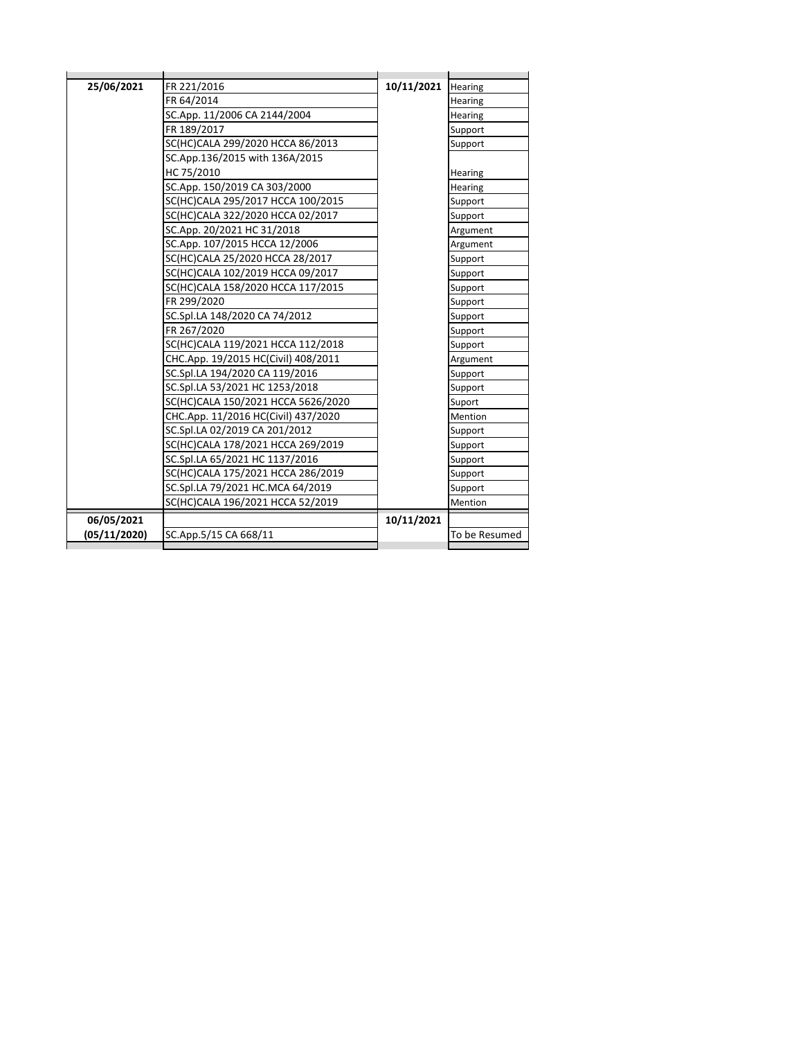|  |  |  |  |
|---|---|---|---|
| **25/06/2021** | FR 221/2016 | **10/11/2021** | Hearing |
|  | FR 64/2014 |  | Hearing |
|  | SC.App. 11/2006 CA 2144/2004 |  | Hearing |
|  | FR 189/2017 |  | Support |
|  | SC(HC)CALA 299/2020 HCCA 86/2013 |  | Support |
|  | SC.App.136/2015 with 136A/2015 HC 75/2010 |  | Hearing |
|  | SC.App. 150/2019 CA 303/2000 |  | Hearing |
|  | SC(HC)CALA 295/2017 HCCA 100/2015 |  | Support |
|  | SC(HC)CALA 322/2020 HCCA 02/2017 |  | Support |
|  | SC.App. 20/2021 HC 31/2018 |  | Argument |
|  | SC.App. 107/2015 HCCA 12/2006 |  | Argument |
|  | SC(HC)CALA 25/2020 HCCA 28/2017 |  | Support |
|  | SC(HC)CALA 102/2019 HCCA 09/2017 |  | Support |
|  | SC(HC)CALA 158/2020 HCCA 117/2015 |  | Support |
|  | FR 299/2020 |  | Support |
|  | SC.Spl.LA 148/2020 CA 74/2012 |  | Support |
|  | FR 267/2020 |  | Support |
|  | SC(HC)CALA 119/2021 HCCA 112/2018 |  | Support |
|  | CHC.App. 19/2015 HC(Civil) 408/2011 |  | Argument |
|  | SC.Spl.LA 194/2020 CA 119/2016 |  | Support |
|  | SC.Spl.LA 53/2021 HC 1253/2018 |  | Support |
|  | SC(HC)CALA 150/2021 HCCA 5626/2020 |  | Suport |
|  | CHC.App. 11/2016 HC(Civil) 437/2020 |  | Mention |
|  | SC.Spl.LA 02/2019 CA 201/2012 |  | Support |
|  | SC(HC)CALA 178/2021 HCCA 269/2019 |  | Support |
|  | SC.Spl.LA 65/2021 HC 1137/2016 |  | Support |
|  | SC(HC)CALA 175/2021 HCCA 286/2019 |  | Support |
|  | SC.Spl.LA 79/2021 HC.MCA 64/2019 |  | Support |
|  | SC(HC)CALA 196/2021 HCCA 52/2019 |  | Mention |
| **06/05/2021 (05/11/2020)** | SC.App.5/15 CA 668/11 | **10/11/2021** | To be Resumed |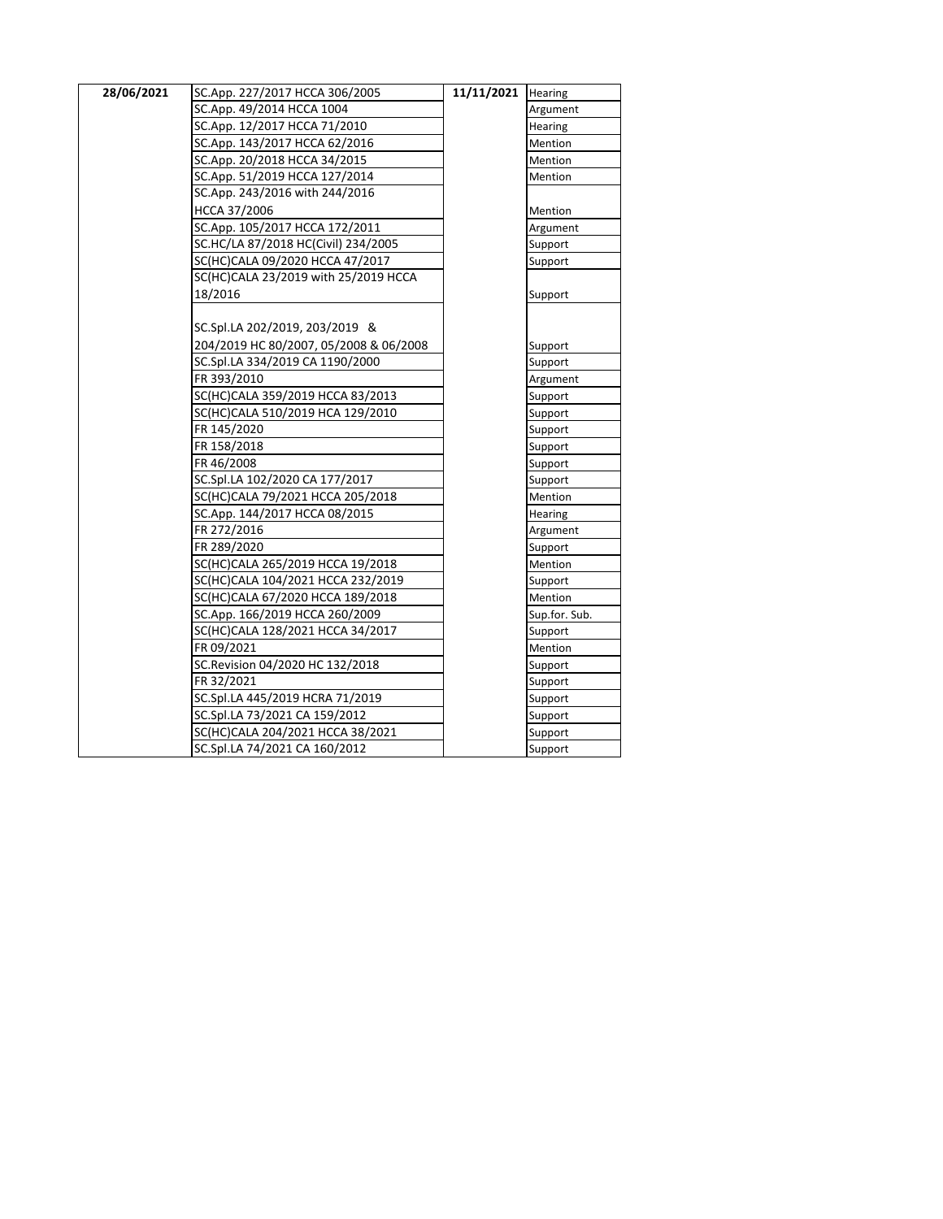| 28/06/2021 | SC.App. 227/2017 HCCA 306/2005 | 11/11/2021 | Hearing |
|---|---|---|---|
| | SC.App. 49/2014 HCCA 1004 | | Argument |
| | SC.App. 12/2017 HCCA 71/2010 | | Hearing |
| | SC.App. 143/2017 HCCA 62/2016 | | Mention |
| | SC.App. 20/2018 HCCA 34/2015 | | Mention |
| | SC.App. 51/2019 HCCA 127/2014 | | Mention |
| | SC.App. 243/2016 with 244/2016 HCCA 37/2006 | | Mention |
| | SC.App. 105/2017 HCCA 172/2011 | | Argument |
| | SC.HC/LA 87/2018 HC(Civil) 234/2005 | | Support |
| | SC(HC)CALA 09/2020 HCCA 47/2017 | | Support |
| | SC(HC)CALA 23/2019 with 25/2019 HCCA 18/2016 | | Support |
| | SC.Spl.LA 202/2019, 203/2019 & 204/2019 HC 80/2007, 05/2008 & 06/2008 | | Support |
| | SC.Spl.LA 334/2019 CA 1190/2000 | | Support |
| | FR 393/2010 | | Argument |
| | SC(HC)CALA 359/2019 HCCA 83/2013 | | Support |
| | SC(HC)CALA 510/2019 HCA 129/2010 | | Support |
| | FR 145/2020 | | Support |
| | FR 158/2018 | | Support |
| | FR 46/2008 | | Support |
| | SC.Spl.LA 102/2020 CA 177/2017 | | Support |
| | SC(HC)CALA 79/2021 HCCA 205/2018 | | Mention |
| | SC.App. 144/2017 HCCA 08/2015 | | Hearing |
| | FR 272/2016 | | Argument |
| | FR 289/2020 | | Support |
| | SC(HC)CALA 265/2019 HCCA 19/2018 | | Mention |
| | SC(HC)CALA 104/2021 HCCA 232/2019 | | Support |
| | SC(HC)CALA 67/2020 HCCA 189/2018 | | Mention |
| | SC.App. 166/2019 HCCA 260/2009 | | Sup.for. Sub. |
| | SC(HC)CALA 128/2021 HCCA 34/2017 | | Support |
| | FR 09/2021 | | Mention |
| | SC.Revision 04/2020 HC 132/2018 | | Support |
| | FR 32/2021 | | Support |
| | SC.Spl.LA 445/2019 HCRA 71/2019 | | Support |
| | SC.Spl.LA 73/2021 CA 159/2012 | | Support |
| | SC(HC)CALA 204/2021 HCCA 38/2021 | | Support |
| | SC.Spl.LA 74/2021 CA 160/2012 | | Support |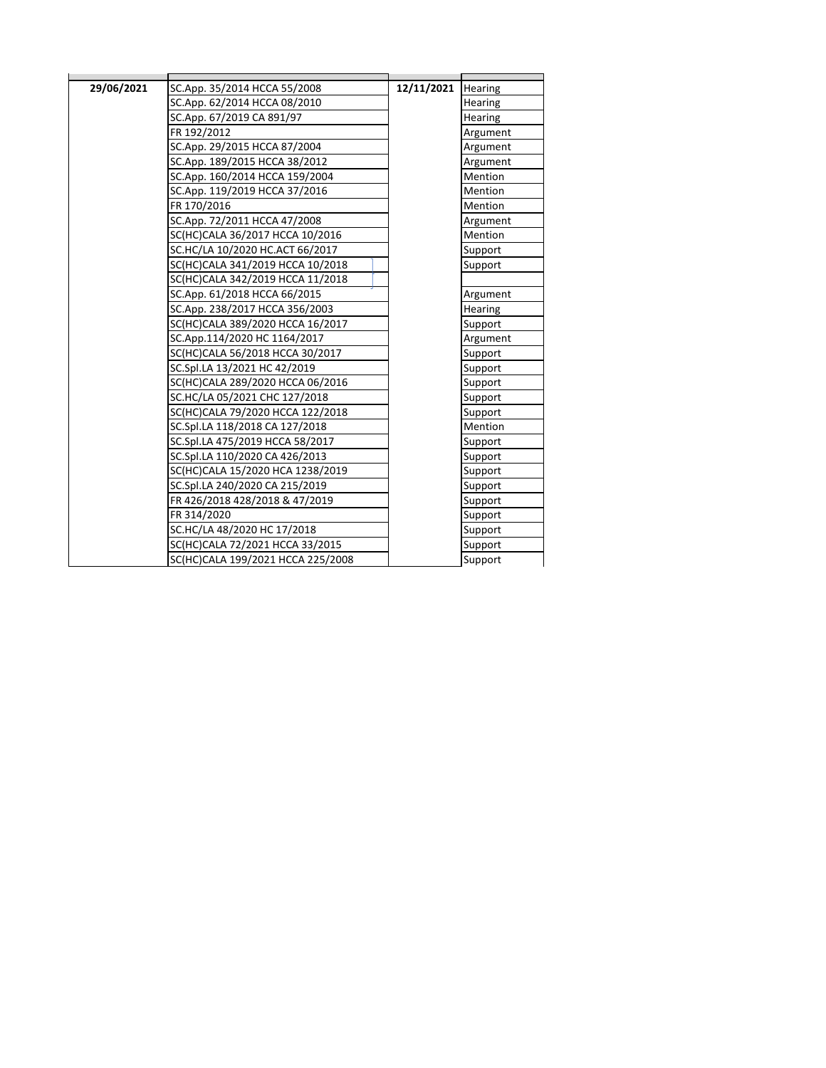| | | | |
|---|---|---|---|
| **29/06/2021** | SC.App. 35/2014 HCCA 55/2008 | **12/11/2021** | Hearing |
| | SC.App. 62/2014 HCCA 08/2010 | | Hearing |
| | SC.App. 67/2019 CA 891/97 | | Hearing |
| | FR 192/2012 | | Argument |
| | SC.App. 29/2015 HCCA 87/2004 | | Argument |
| | SC.App. 189/2015 HCCA 38/2012 | | Argument |
| | SC.App. 160/2014 HCCA 159/2004 | | Mention |
| | SC.App. 119/2019 HCCA 37/2016 | | Mention |
| | FR 170/2016 | | Mention |
| | SC.App. 72/2011 HCCA 47/2008 | | Argument |
| | SC(HC)CALA 36/2017 HCCA 10/2016 | | Mention |
| | SC.HC/LA 10/2020 HC.ACT 66/2017 | | Support |
| | SC(HC)CALA 341/2019 HCCA 10/2018 | | Support |
| | SC(HC)CALA 342/2019 HCCA 11/2018 | | |
| | SC.App. 61/2018 HCCA 66/2015 | | Argument |
| | SC.App. 238/2017 HCCA 356/2003 | | Hearing |
| | SC(HC)CALA 389/2020 HCCA 16/2017 | | Support |
| | SC.App.114/2020 HC 1164/2017 | | Argument |
| | SC(HC)CALA 56/2018 HCCA 30/2017 | | Support |
| | SC.Spl.LA 13/2021 HC 42/2019 | | Support |
| | SC(HC)CALA 289/2020 HCCA 06/2016 | | Support |
| | SC.HC/LA 05/2021 CHC 127/2018 | | Support |
| | SC(HC)CALA 79/2020 HCCA 122/2018 | | Support |
| | SC.Spl.LA 118/2018 CA 127/2018 | | Mention |
| | SC.Spl.LA 475/2019 HCCA 58/2017 | | Support |
| | SC.Spl.LA 110/2020 CA 426/2013 | | Support |
| | SC(HC)CALA 15/2020 HCA 1238/2019 | | Support |
| | SC.Spl.LA 240/2020 CA 215/2019 | | Support |
| | FR 426/2018 428/2018 & 47/2019 | | Support |
| | FR 314/2020 | | Support |
| | SC.HC/LA 48/2020 HC 17/2018 | | Support |
| | SC(HC)CALA 72/2021 HCCA 33/2015 | | Support |
| | SC(HC)CALA 199/2021 HCCA 225/2008 | | Support |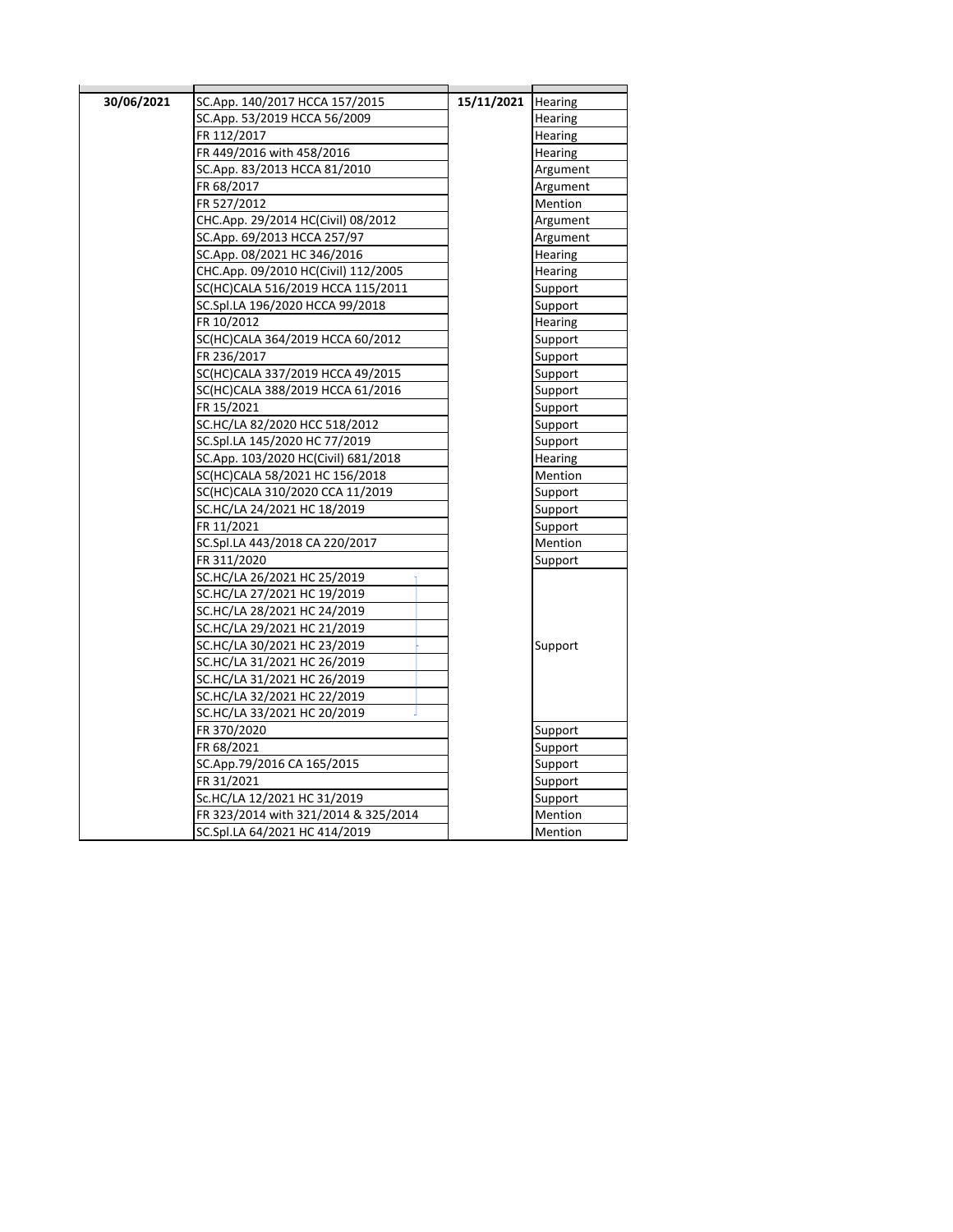| | | | |
|---|---|---|---|
| 30/06/2021 | SC.App. 140/2017 HCCA 157/2015 | 15/11/2021 | Hearing |
| | SC.App. 53/2019 HCCA 56/2009 | | Hearing |
| | FR 112/2017 | | Hearing |
| | FR 449/2016 with 458/2016 | | Hearing |
| | SC.App. 83/2013 HCCA 81/2010 | | Argument |
| | FR 68/2017 | | Argument |
| | FR 527/2012 | | Mention |
| | CHC.App. 29/2014 HC(Civil) 08/2012 | | Argument |
| | SC.App. 69/2013 HCCA 257/97 | | Argument |
| | SC.App. 08/2021 HC 346/2016 | | Hearing |
| | CHC.App. 09/2010 HC(Civil) 112/2005 | | Hearing |
| | SC(HC)CALA 516/2019 HCCA 115/2011 | | Support |
| | SC.Spl.LA 196/2020 HCCA 99/2018 | | Support |
| | FR 10/2012 | | Hearing |
| | SC(HC)CALA 364/2019 HCCA 60/2012 | | Support |
| | FR 236/2017 | | Support |
| | SC(HC)CALA 337/2019 HCCA 49/2015 | | Support |
| | SC(HC)CALA 388/2019 HCCA 61/2016 | | Support |
| | FR 15/2021 | | Support |
| | SC.HC/LA 82/2020 HCC 518/2012 | | Support |
| | SC.Spl.LA 145/2020 HC 77/2019 | | Support |
| | SC.App. 103/2020 HC(Civil) 681/2018 | | Hearing |
| | SC(HC)CALA 58/2021 HC 156/2018 | | Mention |
| | SC(HC)CALA 310/2020 CCA 11/2019 | | Support |
| | SC.HC/LA 24/2021 HC 18/2019 | | Support |
| | FR 11/2021 | | Support |
| | SC.Spl.LA 443/2018 CA 220/2017 | | Mention |
| | FR 311/2020 | | Support |
| | SC.HC/LA 26/2021 HC 25/2019 | | Support |
| | SC.HC/LA 27/2021 HC 19/2019 | | |
| | SC.HC/LA 28/2021 HC 24/2019 | | |
| | SC.HC/LA 29/2021 HC 21/2019 | | |
| | SC.HC/LA 30/2021 HC 23/2019 | | |
| | SC.HC/LA 31/2021 HC 26/2019 | | |
| | SC.HC/LA 31/2021 HC 26/2019 | | |
| | SC.HC/LA 32/2021 HC 22/2019 | | |
| | SC.HC/LA 33/2021 HC 20/2019 | | |
| | FR 370/2020 | | Support |
| | FR 68/2021 | | Support |
| | SC.App.79/2016 CA 165/2015 | | Support |
| | FR 31/2021 | | Support |
| | Sc.HC/LA 12/2021 HC 31/2019 | | Support |
| | FR 323/2014 with 321/2014 & 325/2014 | | Mention |
| | SC.Spl.LA 64/2021 HC 414/2019 | | Mention |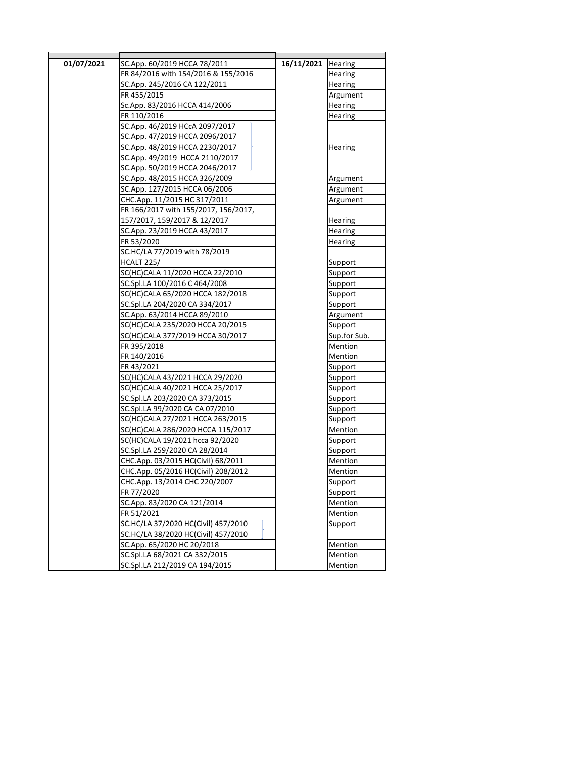| | | | |
|---|---|---|---|
| **01/07/2021** | SC.App. 60/2019 HCCA 78/2011 | **16/11/2021** | Hearing |
| | FR 84/2016 with 154/2016 & 155/2016 | | Hearing |
| | SC.App. 245/2016 CA 122/2011 | | Hearing |
| | FR 455/2015 | | Argument |
| | Sc.App. 83/2016 HCCA 414/2006 | | Hearing |
| | FR 110/2016 | | Hearing |
| | SC.App. 46/2019 HCcA 2097/2017<br>SC.App. 47/2019 HCCA 2096/2017<br>SC.App. 48/2019 HCCA 2230/2017<br>SC.App. 49/2019 HCCA 2110/2017<br>SC.App. 50/2019 HCCA 2046/2017 | | Hearing |
| | SC.App. 48/2015 HCCA 326/2009 | | Argument |
| | SC.App. 127/2015 HCCA 06/2006 | | Argument |
| | CHC.App. 11/2015 HC 317/2011 | | Argument |
| | FR 166/2017 with 155/2017, 156/2017, 157/2017, 159/2017 & 12/2017 | | Hearing |
| | SC.App. 23/2019 HCCA 43/2017 | | Hearing |
| | FR 53/2020 | | Hearing |
| | SC.HC/LA 77/2019 with 78/2019 HCALT 225/ | | Support |
| | SC(HC)CALA 11/2020 HCCA 22/2010 | | Support |
| | SC.Spl.LA 100/2016 C 464/2008 | | Support |
| | SC(HC)CALA 65/2020 HCCA 182/2018 | | Support |
| | SC.Spl.LA 204/2020 CA 334/2017 | | Support |
| | SC.App. 63/2014 HCCA 89/2010 | | Argument |
| | SC(HC)CALA 235/2020 HCCA 20/2015 | | Support |
| | SC(HC)CALA 377/2019 HCCA 30/2017 | | Sup.for Sub. |
| | FR 395/2018 | | Mention |
| | FR 140/2016 | | Mention |
| | FR 43/2021 | | Support |
| | SC(HC)CALA 43/2021 HCCA 29/2020 | | Support |
| | SC(HC)CALA 40/2021 HCCA 25/2017 | | Support |
| | SC.Spl.LA 203/2020 CA 373/2015 | | Support |
| | SC.Spl.LA 99/2020 CA CA 07/2010 | | Support |
| | SC(HC)CALA 27/2021 HCCA 263/2015 | | Support |
| | SC(HC)CALA 286/2020 HCCA 115/2017 | | Mention |
| | SC(HC)CALA 19/2021 hcca 92/2020 | | Support |
| | SC.Spl.LA 259/2020 CA 28/2014 | | Support |
| | CHC.App. 03/2015 HC(Civil) 68/2011 | | Mention |
| | CHC.App. 05/2016 HC(Civil) 208/2012 | | Mention |
| | CHC.App. 13/2014 CHC 220/2007 | | Support |
| | FR 77/2020 | | Support |
| | SC.App. 83/2020 CA 121/2014 | | Mention |
| | FR 51/2021 | | Mention |
| | SC.HC/LA 37/2020 HC(Civil) 457/2010 | | Support |
| | SC.HC/LA 38/2020 HC(Civil) 457/2010 | | |
| | SC.App. 65/2020 HC 20/2018 | | Mention |
| | SC.Spl.LA 68/2021 CA 332/2015 | | Mention |
| | SC.Spl.LA 212/2019 CA 194/2015 | | Mention |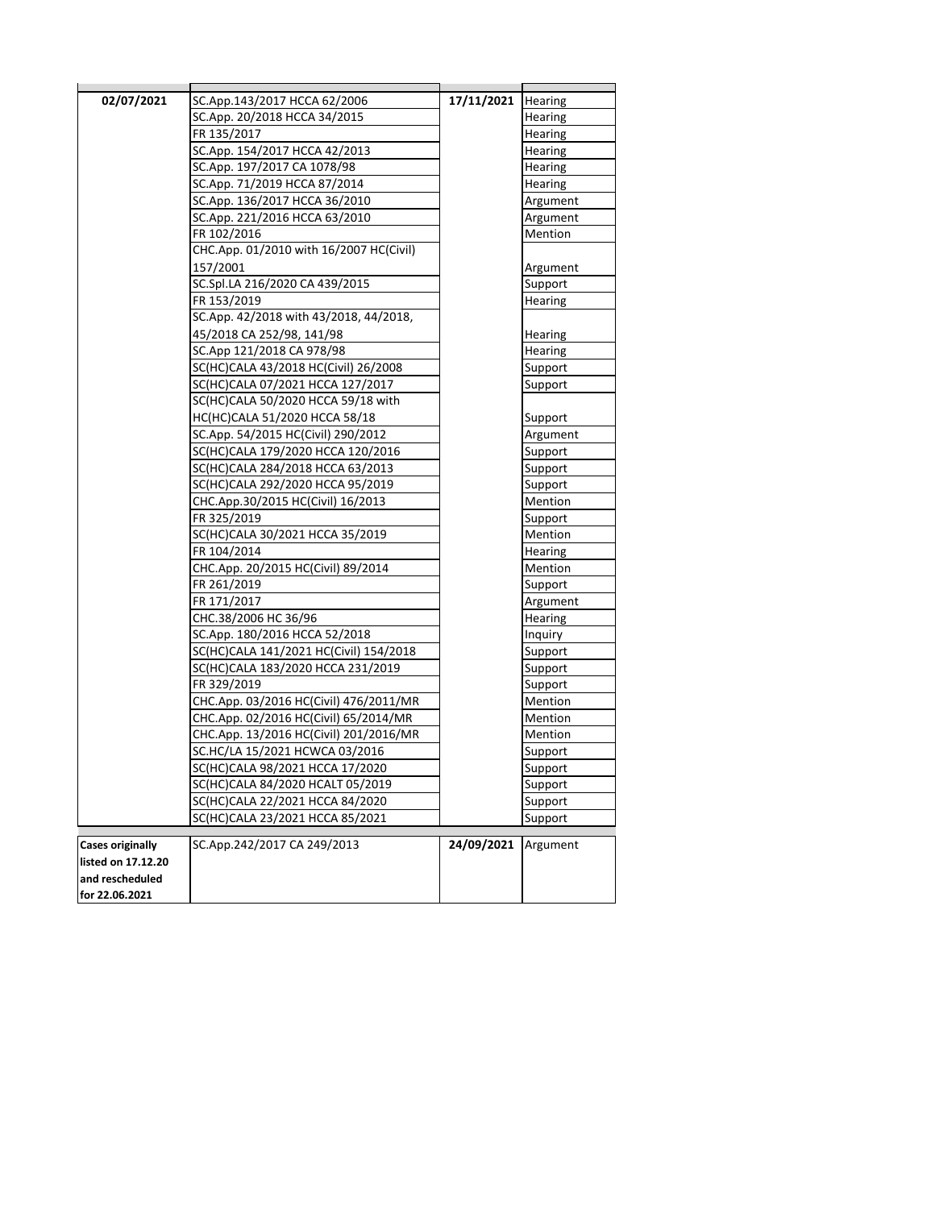| | | | |
|---|---|---|---|
| **02/07/2021** | SC.App.143/2017 HCCA 62/2006 | **17/11/2021** | Hearing |
| | SC.App. 20/2018 HCCA 34/2015 | | Hearing |
| | FR 135/2017 | | Hearing |
| | SC.App. 154/2017 HCCA 42/2013 | | Hearing |
| | SC.App. 197/2017 CA 1078/98 | | Hearing |
| | SC.App. 71/2019 HCCA 87/2014 | | Hearing |
| | SC.App. 136/2017 HCCA 36/2010 | | Argument |
| | SC.App. 221/2016 HCCA 63/2010 | | Argument |
| | FR 102/2016 | | Mention |
| | CHC.App. 01/2010 with 16/2007 HC(Civil) 157/2001 | | Argument |
| | SC.Spl.LA 216/2020 CA 439/2015 | | Support |
| | FR 153/2019 | | Hearing |
| | SC.App. 42/2018 with 43/2018, 44/2018, 45/2018 CA 252/98, 141/98 | | Hearing |
| | SC.App 121/2018 CA 978/98 | | Hearing |
| | SC(HC)CALA 43/2018 HC(Civil) 26/2008 | | Support |
| | SC(HC)CALA 07/2021 HCCA 127/2017 | | Support |
| | SC(HC)CALA 50/2020 HCCA 59/18 with HC(HC)CALA 51/2020 HCCA 58/18 | | Support |
| | SC.App. 54/2015 HC(Civil) 290/2012 | | Argument |
| | SC(HC)CALA 179/2020 HCCA 120/2016 | | Support |
| | SC(HC)CALA 284/2018 HCCA 63/2013 | | Support |
| | SC(HC)CALA 292/2020 HCCA 95/2019 | | Support |
| | CHC.App.30/2015 HC(Civil) 16/2013 | | Mention |
| | FR 325/2019 | | Support |
| | SC(HC)CALA 30/2021 HCCA 35/2019 | | Mention |
| | FR 104/2014 | | Hearing |
| | CHC.App. 20/2015 HC(Civil) 89/2014 | | Mention |
| | FR 261/2019 | | Support |
| | FR 171/2017 | | Argument |
| | CHC.38/2006 HC 36/96 | | Hearing |
| | SC.App. 180/2016 HCCA 52/2018 | | Inquiry |
| | SC(HC)CALA 141/2021 HC(Civil) 154/2018 | | Support |
| | SC(HC)CALA 183/2020 HCCA 231/2019 | | Support |
| | FR 329/2019 | | Support |
| | CHC.App. 03/2016 HC(Civil) 476/2011/MR | | Mention |
| | CHC.App. 02/2016 HC(Civil) 65/2014/MR | | Mention |
| | CHC.App. 13/2016 HC(Civil) 201/2016/MR | | Mention |
| | SC.HC/LA 15/2021 HCWCA 03/2016 | | Support |
| | SC(HC)CALA 98/2021 HCCA 17/2020 | | Support |
| | SC(HC)CALA 84/2020 HCALT 05/2019 | | Support |
| | SC(HC)CALA 22/2021 HCCA 84/2020 | | Support |
| | SC(HC)CALA 23/2021 HCCA 85/2021 | | Support |
| **Cases originally listed on 17.12.20 and rescheduled for 22.06.2021** | SC.App.242/2017 CA 249/2013 | **24/09/2021** | Argument |